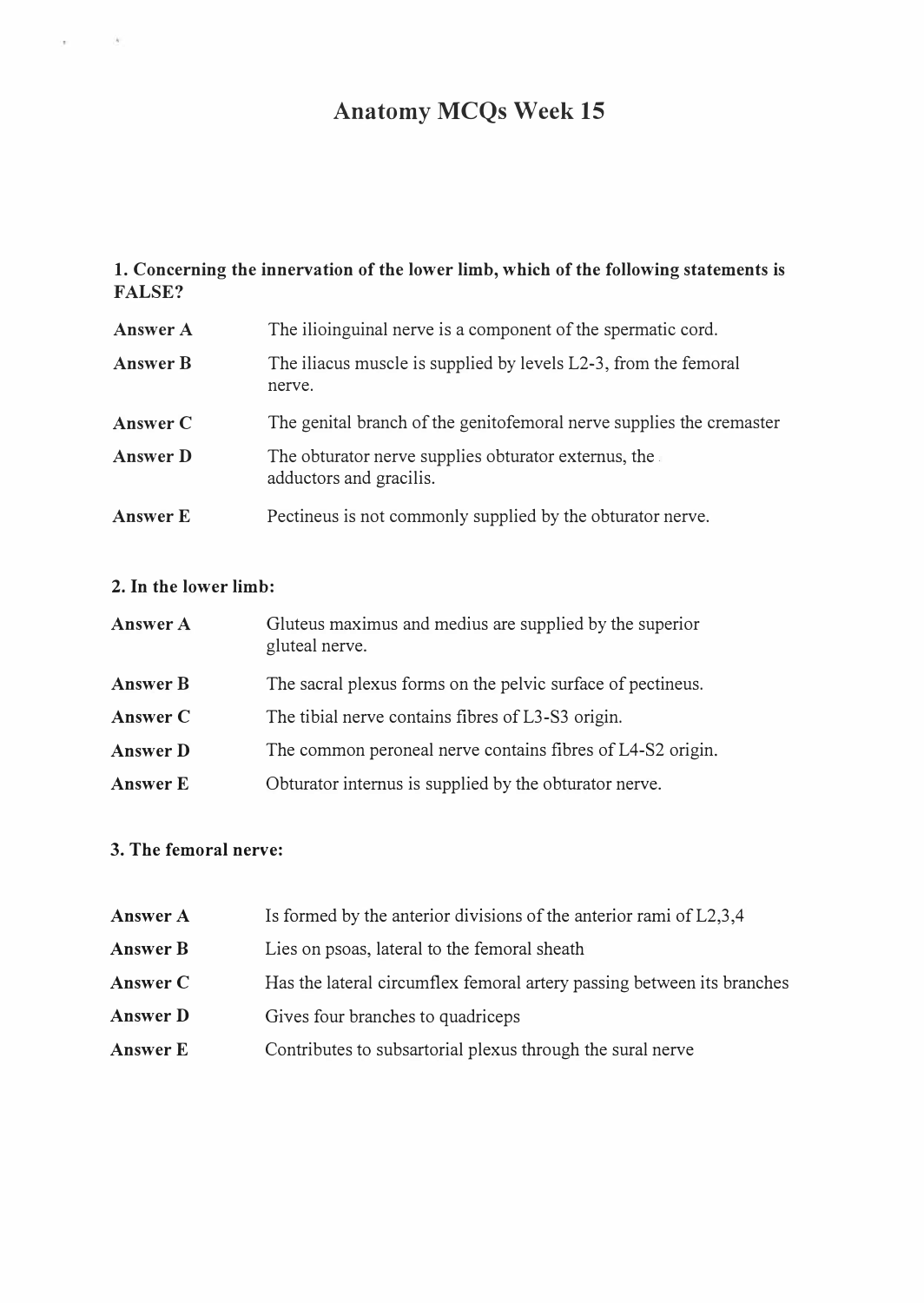# Anatomy MCQs Week 15

**1. Concerning the innervation of the lower limb, which of the following statements is FALSE?**

**Answer A** The ilioinguinal nerve is a component of the spermatic cord.

**Answer B** The iliacus muscle is supplied by levels L2-3, from the femoral nerve.

**Answer C** The genital branch of the genitofemoral nerve supplies the cremaster

**Answer D** The obturator nerve supplies obturator externus, the adductors and gracilis.

**Answer E** Pectineus is not commonly supplied by the obturator nerve.

**2. In the lower limb:**

**Answer A** Gluteus maximus and medius are supplied by the superior gluteal nerve.

**Answer B** The sacral plexus forms on the pelvic surface of pectineus.

**Answer C** The tibial nerve contains fibres of L3-S3 origin.

**Answer D** The common peroneal nerve contains fibres of L4-S2 origin.

**Answer E** Obturator internus is supplied by the obturator nerve.

**3. The femoral nerve:**

**Answer A** Is formed by the anterior divisions of the anterior rami of L2,3,4

**Answer B** Lies on psoas, lateral to the femoral sheath

**Answer C** Has the lateral circumflex femoral artery passing between its branches

**Answer D** Gives four branches to quadriceps

**Answer E** Contributes to subsartorial plexus through the sural nerve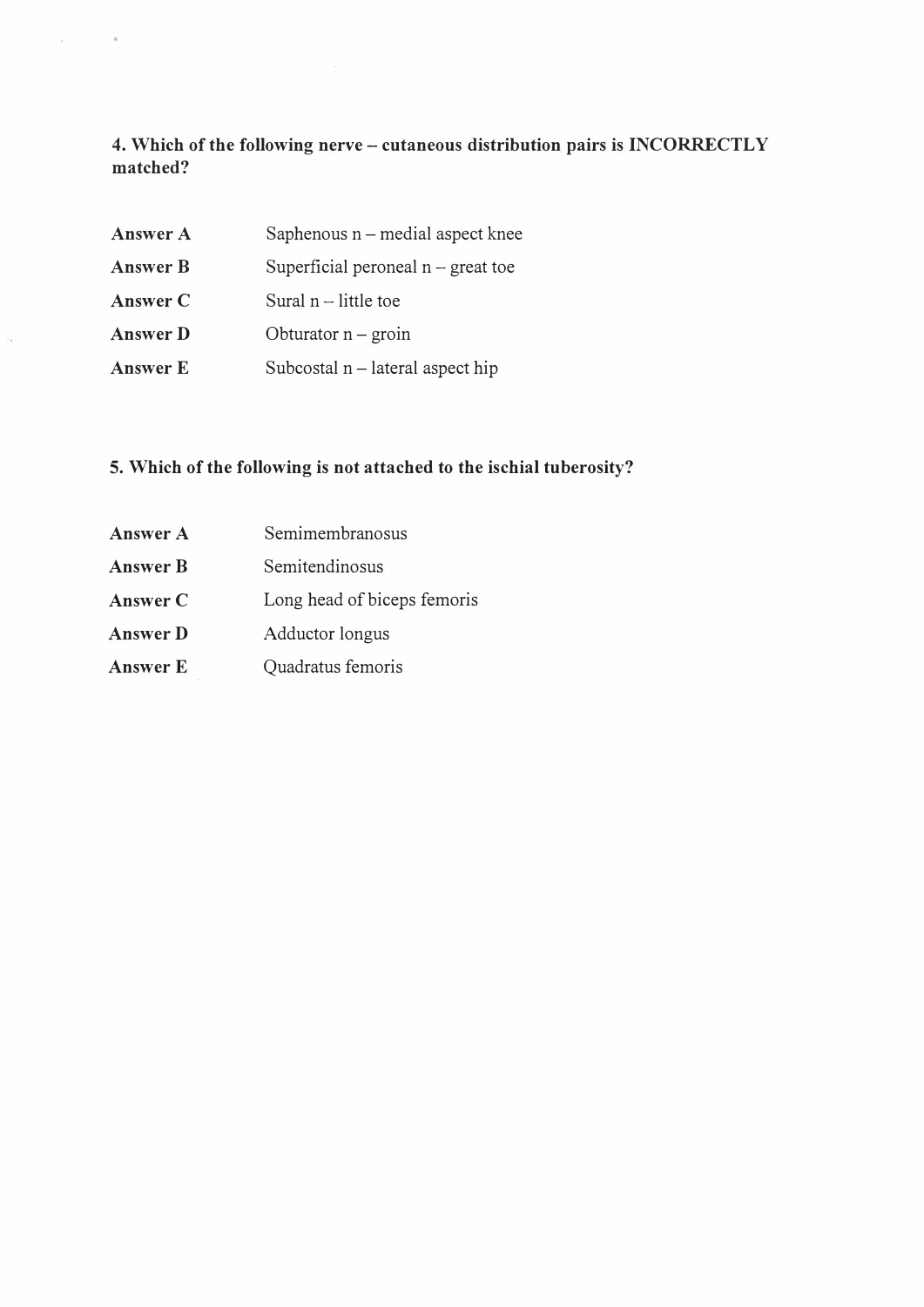**4. Which of the following nerve – cutaneous distribution pairs is INCORRECTLY matched?**

| | |
|---|---|
| **Answer A** | Saphenous n – medial aspect knee |
| **Answer B** | Superficial peroneal n – great toe |
| **Answer C** | Sural n – little toe |
| **Answer D** | Obturator n – groin |
| **Answer E** | Subcostal n – lateral aspect hip |

**5. Which of the following is not attached to the ischial tuberosity?**

| | |
|---|---|
| **Answer A** | Semimembranosus |
| **Answer B** | Semitendinosus |
| **Answer C** | Long head of biceps femoris |
| **Answer D** | Adductor longus |
| **Answer E** | Quadratus femoris |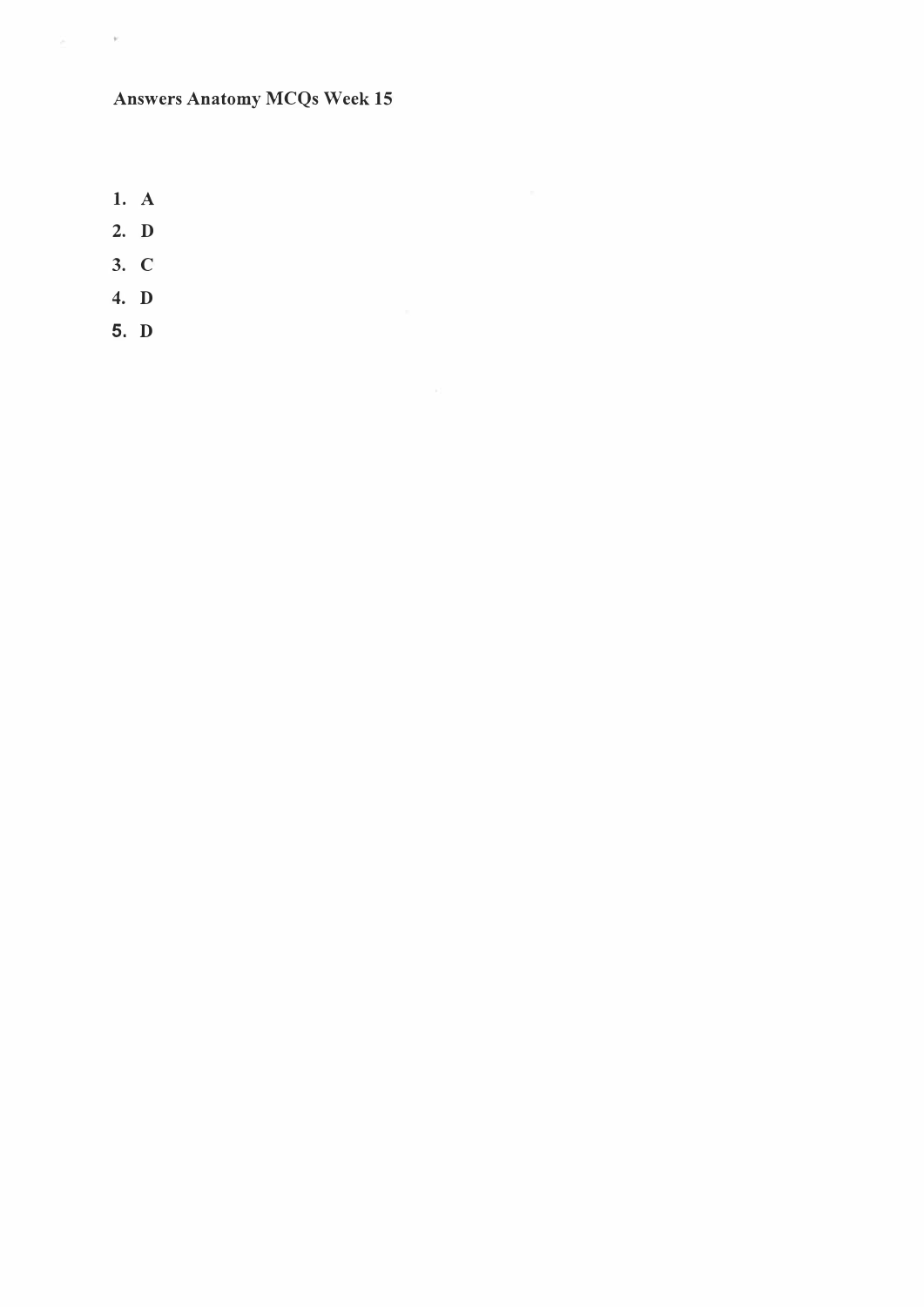**Answers Anatomy MCQs Week 15**

1. **A**
2. **D**
3. **C**
4. **D**
5. **D**